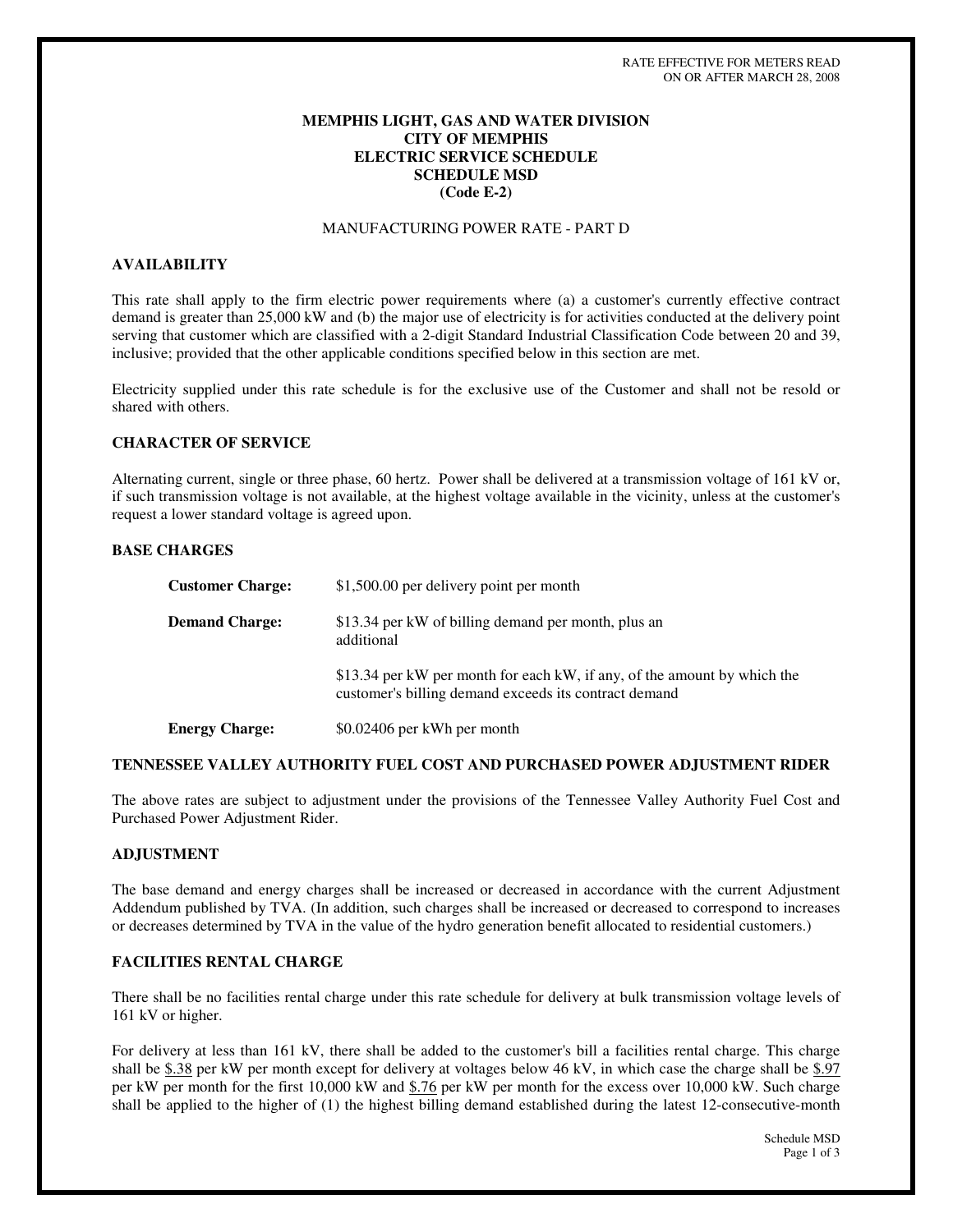RATE EFFECTIVE FOR METERS READ
ON OR AFTER MARCH 28, 2008

**MEMPHIS LIGHT, GAS AND WATER DIVISION**
**CITY OF MEMPHIS**
**ELECTRIC SERVICE SCHEDULE**
**SCHEDULE MSD**
**(Code E-2)**

MANUFACTURING POWER RATE - PART D

## AVAILABILITY

This rate shall apply to the firm electric power requirements where (a) a customer's currently effective contract demand is greater than 25,000 kW and (b) the major use of electricity is for activities conducted at the delivery point serving that customer which are classified with a 2-digit Standard Industrial Classification Code between 20 and 39, inclusive; provided that the other applicable conditions specified below in this section are met.

Electricity supplied under this rate schedule is for the exclusive use of the Customer and shall not be resold or shared with others.

## CHARACTER OF SERVICE

Alternating current, single or three phase, 60 hertz. Power shall be delivered at a transmission voltage of 161 kV or, if such transmission voltage is not available, at the highest voltage available in the vicinity, unless at the customer's request a lower standard voltage is agreed upon.

## BASE CHARGES

**Customer Charge:** $1,500.00 per delivery point per month

**Demand Charge:** $13.34 per kW of billing demand per month, plus an additional

$13.34 per kW per month for each kW, if any, of the amount by which the customer's billing demand exceeds its contract demand

**Energy Charge:** $0.02406 per kWh per month

## TENNESSEE VALLEY AUTHORITY FUEL COST AND PURCHASED POWER ADJUSTMENT RIDER

The above rates are subject to adjustment under the provisions of the Tennessee Valley Authority Fuel Cost and Purchased Power Adjustment Rider.

## ADJUSTMENT

The base demand and energy charges shall be increased or decreased in accordance with the current Adjustment Addendum published by TVA. (In addition, such charges shall be increased or decreased to correspond to increases or decreases determined by TVA in the value of the hydro generation benefit allocated to residential customers.)

## FACILITIES RENTAL CHARGE

There shall be no facilities rental charge under this rate schedule for delivery at bulk transmission voltage levels of 161 kV or higher.

For delivery at less than 161 kV, there shall be added to the customer's bill a facilities rental charge. This charge shall be $.38 per kW per month except for delivery at voltages below 46 kV, in which case the charge shall be $.97 per kW per month for the first 10,000 kW and $.76 per kW per month for the excess over 10,000 kW. Such charge shall be applied to the higher of (1) the highest billing demand established during the latest 12-consecutive-month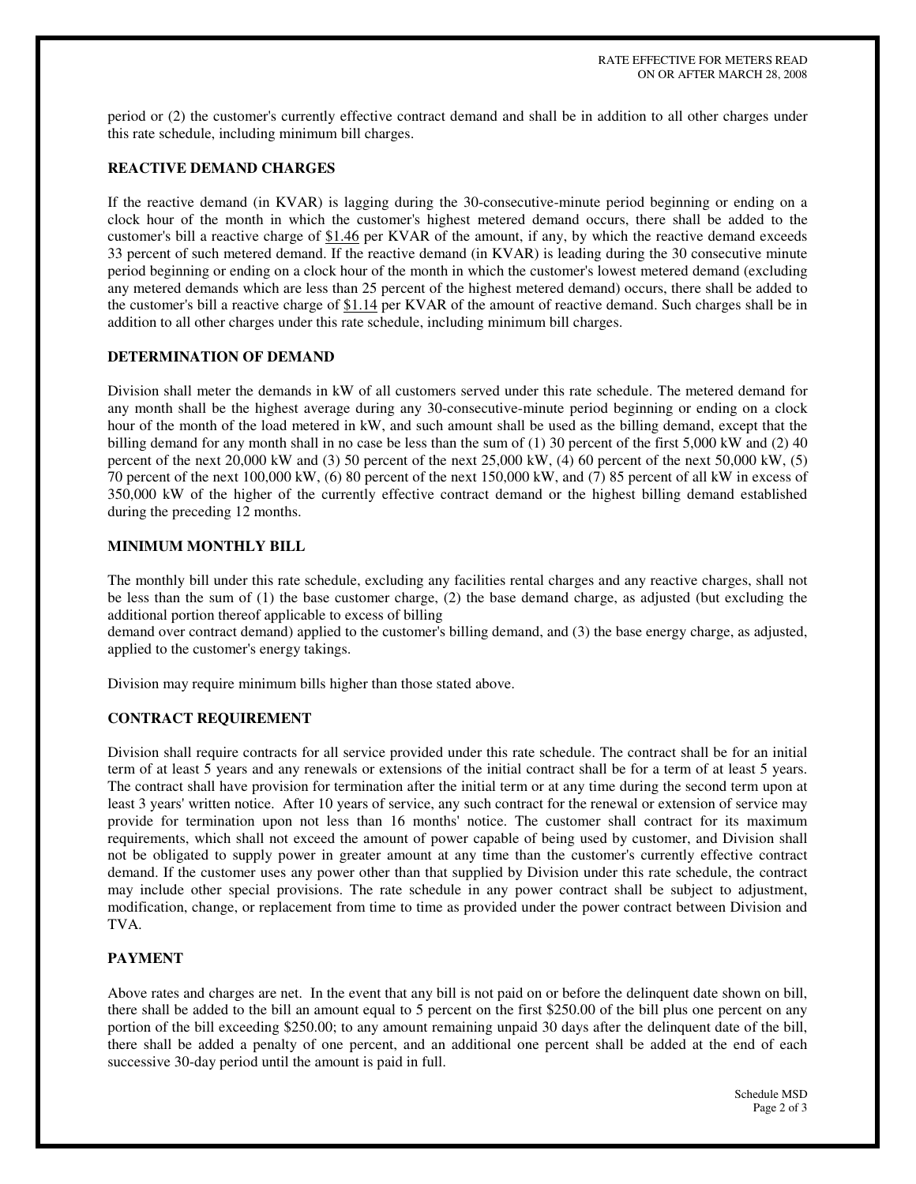period or (2) the customer's currently effective contract demand and shall be in addition to all other charges under this rate schedule, including minimum bill charges.

**REACTIVE DEMAND CHARGES**

If the reactive demand (in KVAR) is lagging during the 30-consecutive-minute period beginning or ending on a clock hour of the month in which the customer's highest metered demand occurs, there shall be added to the customer's bill a reactive charge of $1.46 per KVAR of the amount, if any, by which the reactive demand exceeds 33 percent of such metered demand. If the reactive demand (in KVAR) is leading during the 30 consecutive minute period beginning or ending on a clock hour of the month in which the customer's lowest metered demand (excluding any metered demands which are less than 25 percent of the highest metered demand) occurs, there shall be added to the customer's bill a reactive charge of $1.14 per KVAR of the amount of reactive demand. Such charges shall be in addition to all other charges under this rate schedule, including minimum bill charges.

**DETERMINATION OF DEMAND**

Division shall meter the demands in kW of all customers served under this rate schedule. The metered demand for any month shall be the highest average during any 30-consecutive-minute period beginning or ending on a clock hour of the month of the load metered in kW, and such amount shall be used as the billing demand, except that the billing demand for any month shall in no case be less than the sum of (1) 30 percent of the first 5,000 kW and (2) 40 percent of the next 20,000 kW and (3) 50 percent of the next 25,000 kW, (4) 60 percent of the next 50,000 kW, (5) 70 percent of the next 100,000 kW, (6) 80 percent of the next 150,000 kW, and (7) 85 percent of all kW in excess of 350,000 kW of the higher of the currently effective contract demand or the highest billing demand established during the preceding 12 months.

**MINIMUM MONTHLY BILL**

The monthly bill under this rate schedule, excluding any facilities rental charges and any reactive charges, shall not be less than the sum of (1) the base customer charge, (2) the base demand charge, as adjusted (but excluding the additional portion thereof applicable to excess of billing demand over contract demand) applied to the customer's billing demand, and (3) the base energy charge, as adjusted, applied to the customer's energy takings.

Division may require minimum bills higher than those stated above.

**CONTRACT REQUIREMENT**

Division shall require contracts for all service provided under this rate schedule. The contract shall be for an initial term of at least 5 years and any renewals or extensions of the initial contract shall be for a term of at least 5 years. The contract shall have provision for termination after the initial term or at any time during the second term upon at least 3 years' written notice. After 10 years of service, any such contract for the renewal or extension of service may provide for termination upon not less than 16 months' notice. The customer shall contract for its maximum requirements, which shall not exceed the amount of power capable of being used by customer, and Division shall not be obligated to supply power in greater amount at any time than the customer's currently effective contract demand. If the customer uses any power other than that supplied by Division under this rate schedule, the contract may include other special provisions. The rate schedule in any power contract shall be subject to adjustment, modification, change, or replacement from time to time as provided under the power contract between Division and TVA.

**PAYMENT**

Above rates and charges are net. In the event that any bill is not paid on or before the delinquent date shown on bill, there shall be added to the bill an amount equal to 5 percent on the first $250.00 of the bill plus one percent on any portion of the bill exceeding $250.00; to any amount remaining unpaid 30 days after the delinquent date of the bill, there shall be added a penalty of one percent, and an additional one percent shall be added at the end of each successive 30-day period until the amount is paid in full.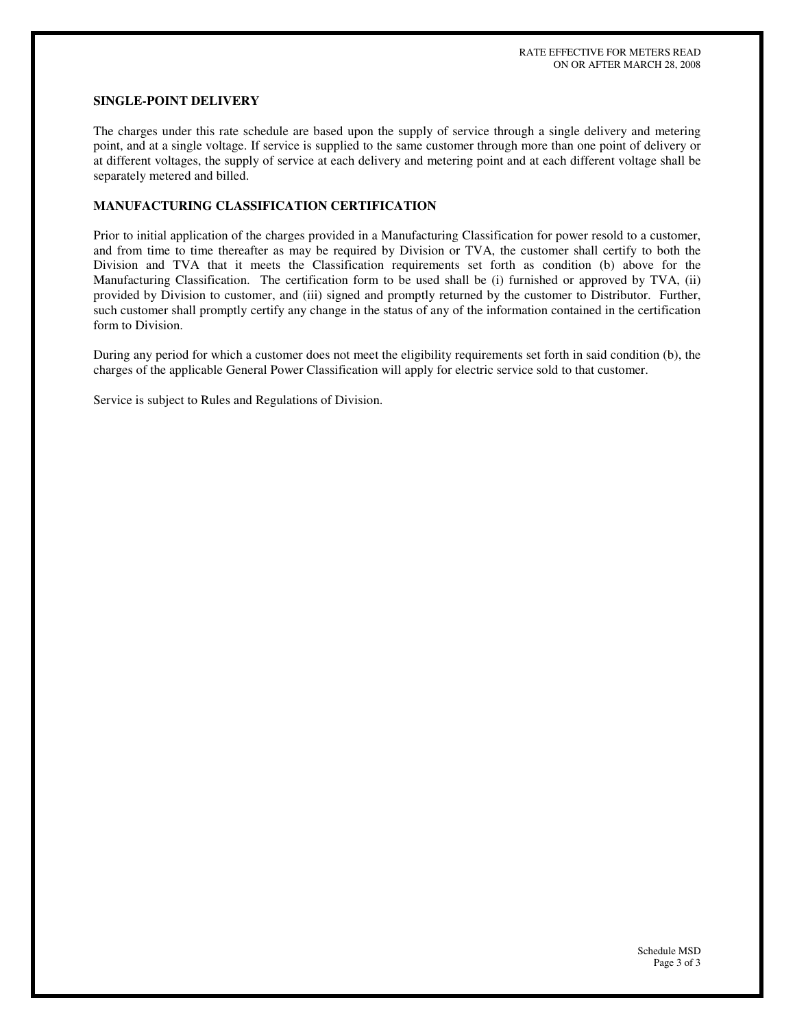## SINGLE-POINT DELIVERY

The charges under this rate schedule are based upon the supply of service through a single delivery and metering point, and at a single voltage. If service is supplied to the same customer through more than one point of delivery or at different voltages, the supply of service at each delivery and metering point and at each different voltage shall be separately metered and billed.

## MANUFACTURING CLASSIFICATION CERTIFICATION

Prior to initial application of the charges provided in a Manufacturing Classification for power resold to a customer, and from time to time thereafter as may be required by Division or TVA, the customer shall certify to both the Division and TVA that it meets the Classification requirements set forth as condition (b) above for the Manufacturing Classification. The certification form to be used shall be (i) furnished or approved by TVA, (ii) provided by Division to customer, and (iii) signed and promptly returned by the customer to Distributor. Further, such customer shall promptly certify any change in the status of any of the information contained in the certification form to Division.

During any period for which a customer does not meet the eligibility requirements set forth in said condition (b), the charges of the applicable General Power Classification will apply for electric service sold to that customer.

Service is subject to Rules and Regulations of Division.